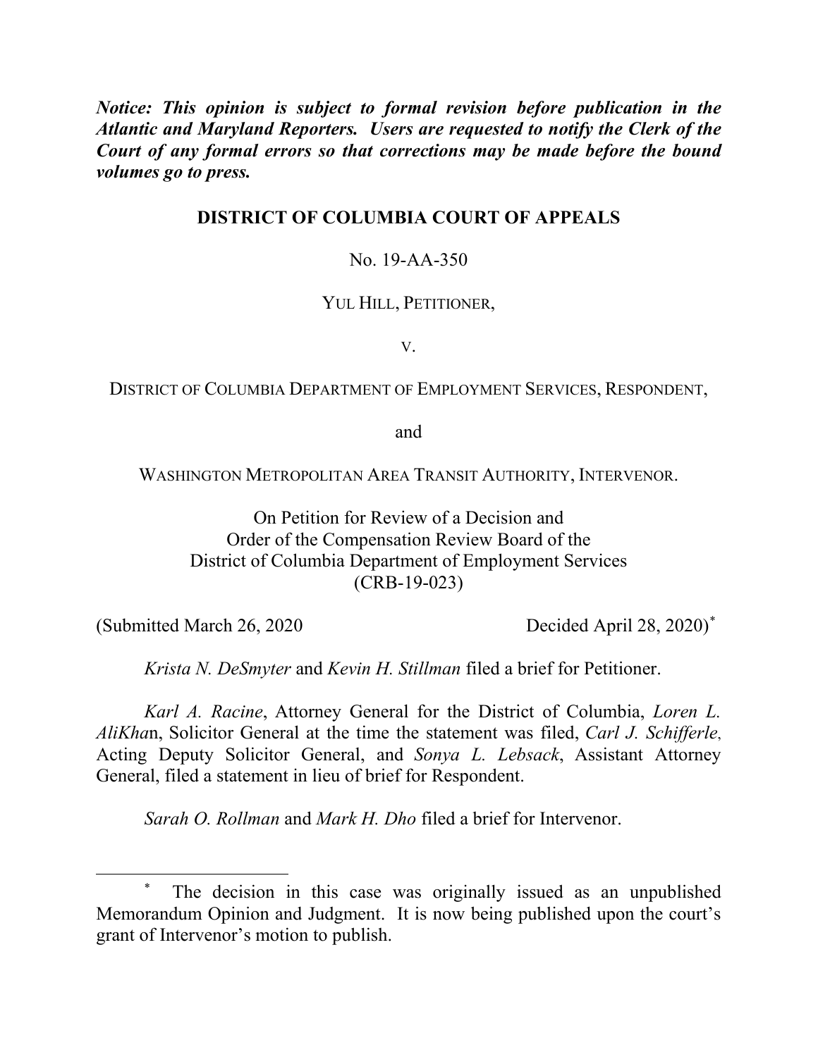***Notice: This opinion is subject to formal revision before publication in the Atlantic and Maryland Reporters. Users are requested to notify the Clerk of the Court of any formal errors so that corrections may be made before the bound volumes go to press.***

**DISTRICT OF COLUMBIA COURT OF APPEALS**

No. 19-AA-350

YUL HILL, PETITIONER,

V.

DISTRICT OF COLUMBIA DEPARTMENT OF EMPLOYMENT SERVICES, RESPONDENT,

and

WASHINGTON METROPOLITAN AREA TRANSIT AUTHORITY, INTERVENOR.

On Petition for Review of a Decision and
Order of the Compensation Review Board of the
District of Columbia Department of Employment Services
(CRB-19-023)

(Submitted March 26, 2020 Decided April 28, 2020)*

*Krista N. DeSmyter* and *Kevin H. Stillman* filed a brief for Petitioner.

*Karl A. Racine*, Attorney General for the District of Columbia, *Loren L. AliKhan*, Solicitor General at the time the statement was filed, *Carl J. Schifferle,* Acting Deputy Solicitor General, and *Sonya L. Lebsack*, Assistant Attorney General, filed a statement in lieu of brief for Respondent.

*Sarah O. Rollman* and *Mark H. Dho* filed a brief for Intervenor.

---

\* The decision in this case was originally issued as an unpublished Memorandum Opinion and Judgment. It is now being published upon the court's grant of Intervenor's motion to publish.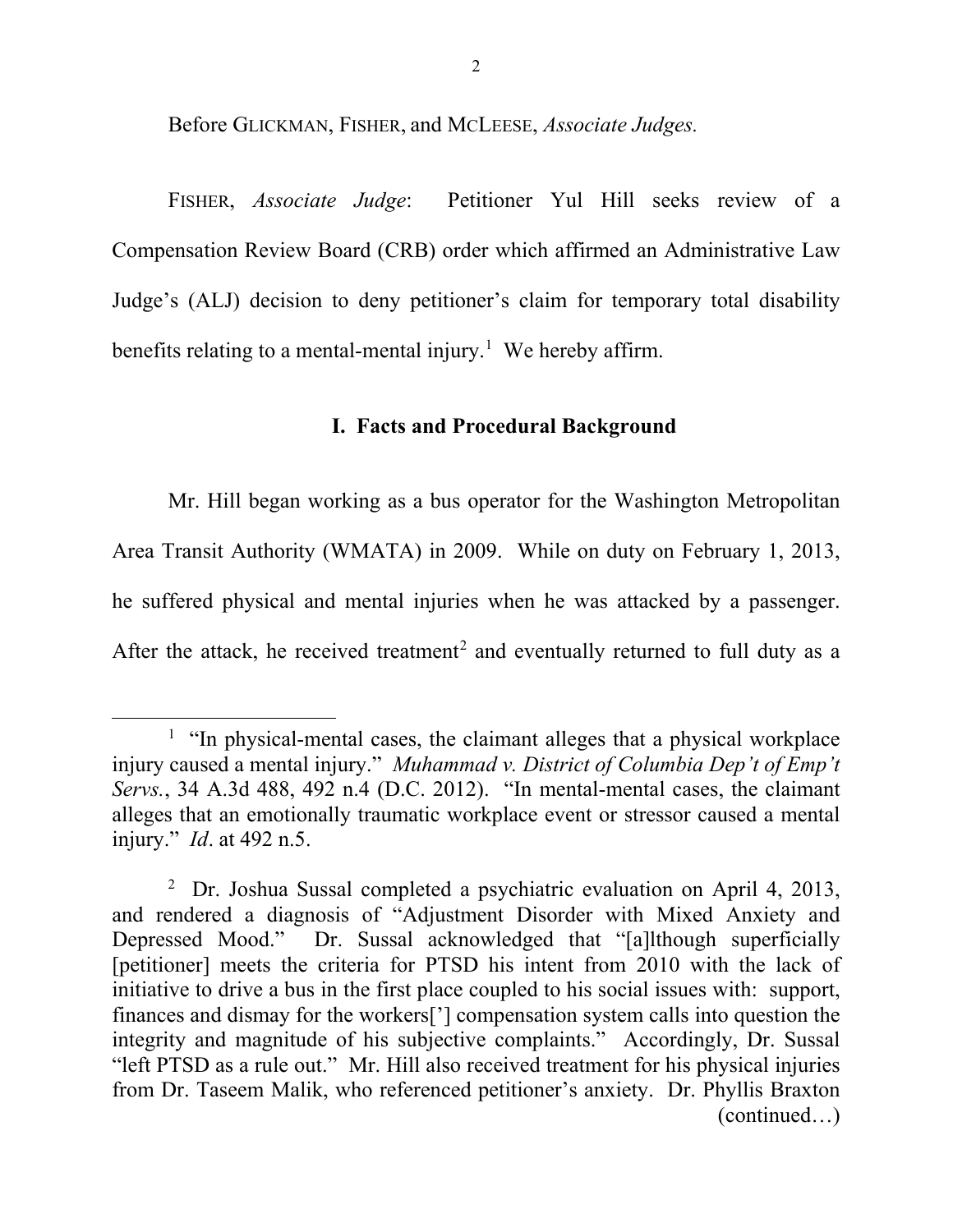Before GLICKMAN, FISHER, and MCLEESE, *Associate Judges.*

FISHER, *Associate Judge*: Petitioner Yul Hill seeks review of a Compensation Review Board (CRB) order which affirmed an Administrative Law Judge's (ALJ) decision to deny petitioner's claim for temporary total disability benefits relating to a mental-mental injury.[1] We hereby affirm.

## I. Facts and Procedural Background

Mr. Hill began working as a bus operator for the Washington Metropolitan Area Transit Authority (WMATA) in 2009. While on duty on February 1, 2013, he suffered physical and mental injuries when he was attacked by a passenger. After the attack, he received treatment[2] and eventually returned to full duty as a

---

[1] "In physical-mental cases, the claimant alleges that a physical workplace injury caused a mental injury." *Muhammad v. District of Columbia Dep't of Emp't Servs.*, 34 A.3d 488, 492 n.4 (D.C. 2012). "In mental-mental cases, the claimant alleges that an emotionally traumatic workplace event or stressor caused a mental injury." *Id*. at 492 n.5.

[2] Dr. Joshua Sussal completed a psychiatric evaluation on April 4, 2013, and rendered a diagnosis of "Adjustment Disorder with Mixed Anxiety and Depressed Mood." Dr. Sussal acknowledged that "[a]lthough superficially [petitioner] meets the criteria for PTSD his intent from 2010 with the lack of initiative to drive a bus in the first place coupled to his social issues with: support, finances and dismay for the workers['] compensation system calls into question the integrity and magnitude of his subjective complaints." Accordingly, Dr. Sussal "left PTSD as a rule out." Mr. Hill also received treatment for his physical injuries from Dr. Taseem Malik, who referenced petitioner's anxiety. Dr. Phyllis Braxton (continued…)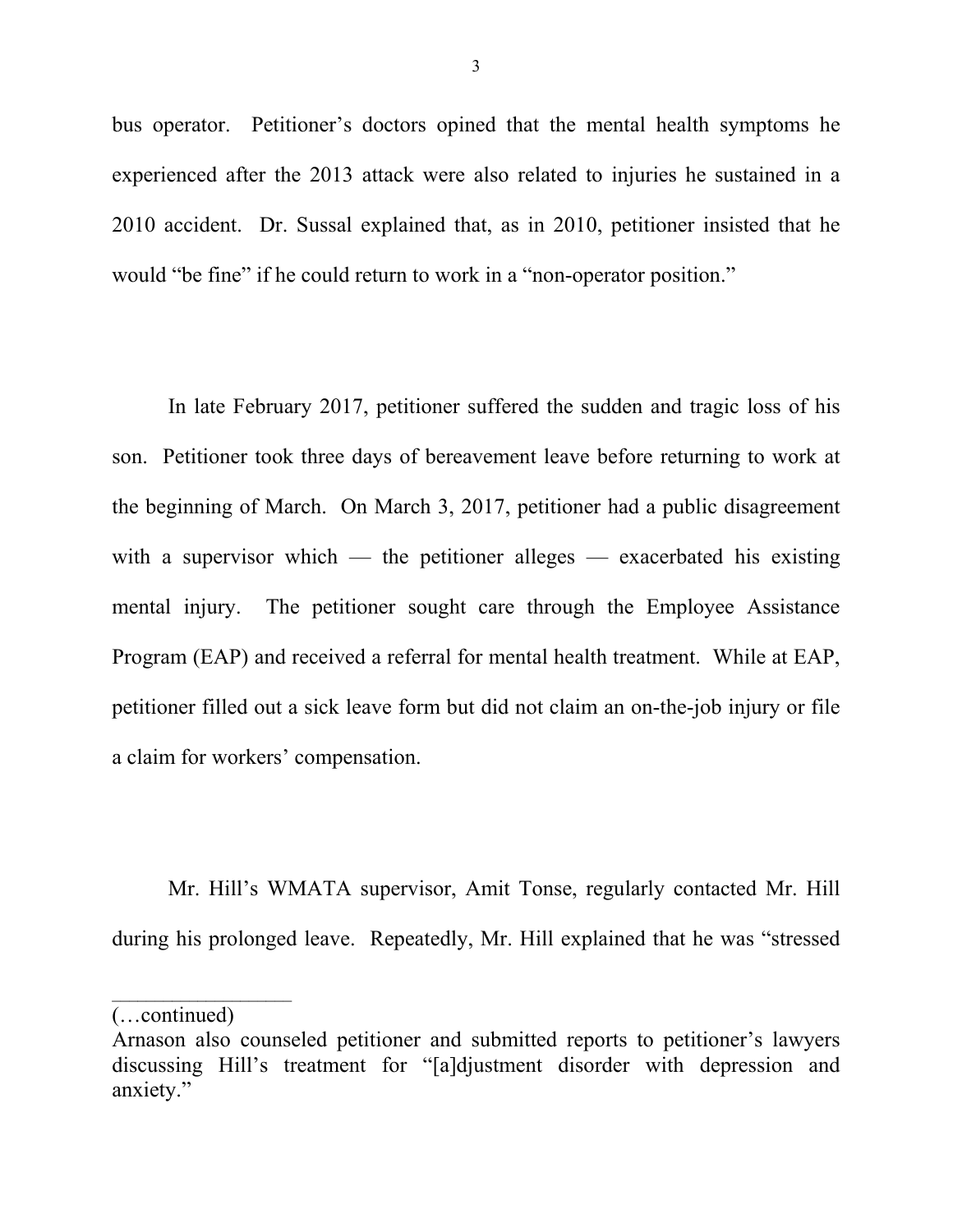bus operator. Petitioner's doctors opined that the mental health symptoms he experienced after the 2013 attack were also related to injuries he sustained in a 2010 accident. Dr. Sussal explained that, as in 2010, petitioner insisted that he would "be fine" if he could return to work in a "non-operator position."

In late February 2017, petitioner suffered the sudden and tragic loss of his son. Petitioner took three days of bereavement leave before returning to work at the beginning of March. On March 3, 2017, petitioner had a public disagreement with a supervisor which — the petitioner alleges — exacerbated his existing mental injury. The petitioner sought care through the Employee Assistance Program (EAP) and received a referral for mental health treatment. While at EAP, petitioner filled out a sick leave form but did not claim an on-the-job injury or file a claim for workers' compensation.

Mr. Hill's WMATA supervisor, Amit Tonse, regularly contacted Mr. Hill during his prolonged leave. Repeatedly, Mr. Hill explained that he was "stressed

---

(…continued)
Arnason also counseled petitioner and submitted reports to petitioner's lawyers discussing Hill's treatment for "[a]djustment disorder with depression and anxiety."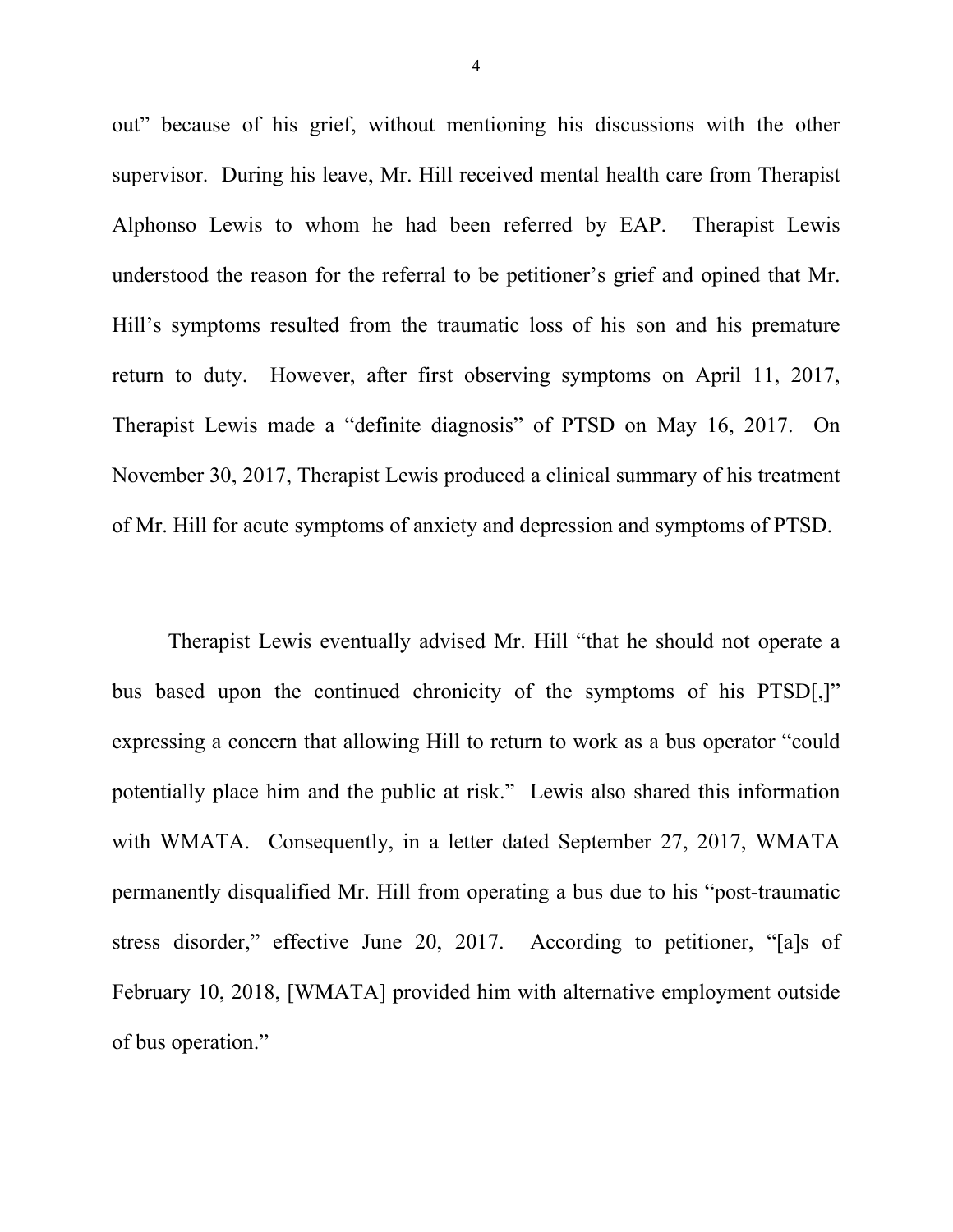out" because of his grief, without mentioning his discussions with the other supervisor. During his leave, Mr. Hill received mental health care from Therapist Alphonso Lewis to whom he had been referred by EAP. Therapist Lewis understood the reason for the referral to be petitioner's grief and opined that Mr. Hill's symptoms resulted from the traumatic loss of his son and his premature return to duty. However, after first observing symptoms on April 11, 2017, Therapist Lewis made a "definite diagnosis" of PTSD on May 16, 2017. On November 30, 2017, Therapist Lewis produced a clinical summary of his treatment of Mr. Hill for acute symptoms of anxiety and depression and symptoms of PTSD.

Therapist Lewis eventually advised Mr. Hill "that he should not operate a bus based upon the continued chronicity of the symptoms of his PTSD[,]" expressing a concern that allowing Hill to return to work as a bus operator "could potentially place him and the public at risk." Lewis also shared this information with WMATA. Consequently, in a letter dated September 27, 2017, WMATA permanently disqualified Mr. Hill from operating a bus due to his "post-traumatic stress disorder," effective June 20, 2017. According to petitioner, "[a]s of February 10, 2018, [WMATA] provided him with alternative employment outside of bus operation."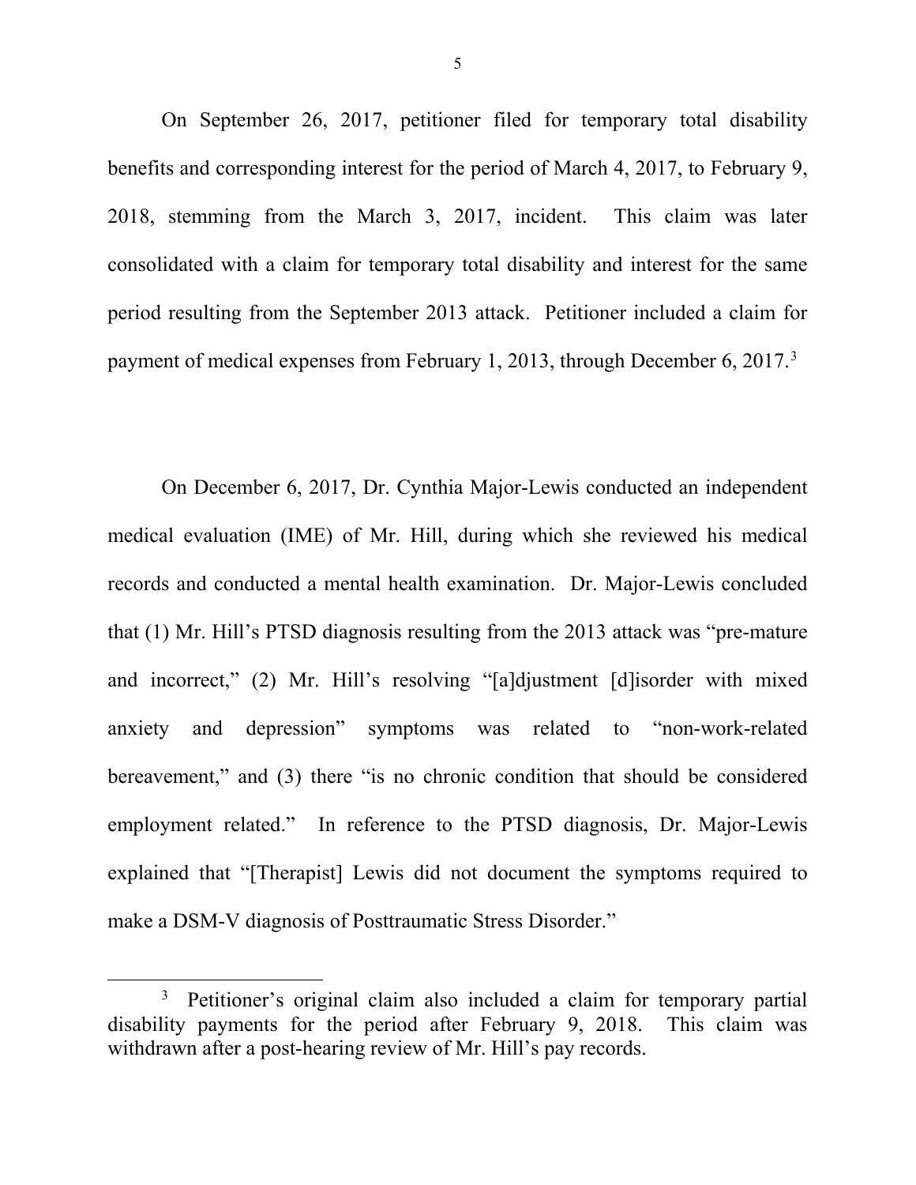On September 26, 2017, petitioner filed for temporary total disability benefits and corresponding interest for the period of March 4, 2017, to February 9, 2018, stemming from the March 3, 2017, incident. This claim was later consolidated with a claim for temporary total disability and interest for the same period resulting from the September 2013 attack. Petitioner included a claim for payment of medical expenses from February 1, 2013, through December 6, 2017.[3]

On December 6, 2017, Dr. Cynthia Major-Lewis conducted an independent medical evaluation (IME) of Mr. Hill, during which she reviewed his medical records and conducted a mental health examination. Dr. Major-Lewis concluded that (1) Mr. Hill's PTSD diagnosis resulting from the 2013 attack was "pre-mature and incorrect," (2) Mr. Hill's resolving "[a]djustment [d]isorder with mixed anxiety and depression" symptoms was related to "non-work-related bereavement," and (3) there "is no chronic condition that should be considered employment related." In reference to the PTSD diagnosis, Dr. Major-Lewis explained that "[Therapist] Lewis did not document the symptoms required to make a DSM-V diagnosis of Posttraumatic Stress Disorder."

[3] Petitioner's original claim also included a claim for temporary partial disability payments for the period after February 9, 2018. This claim was withdrawn after a post-hearing review of Mr. Hill's pay records.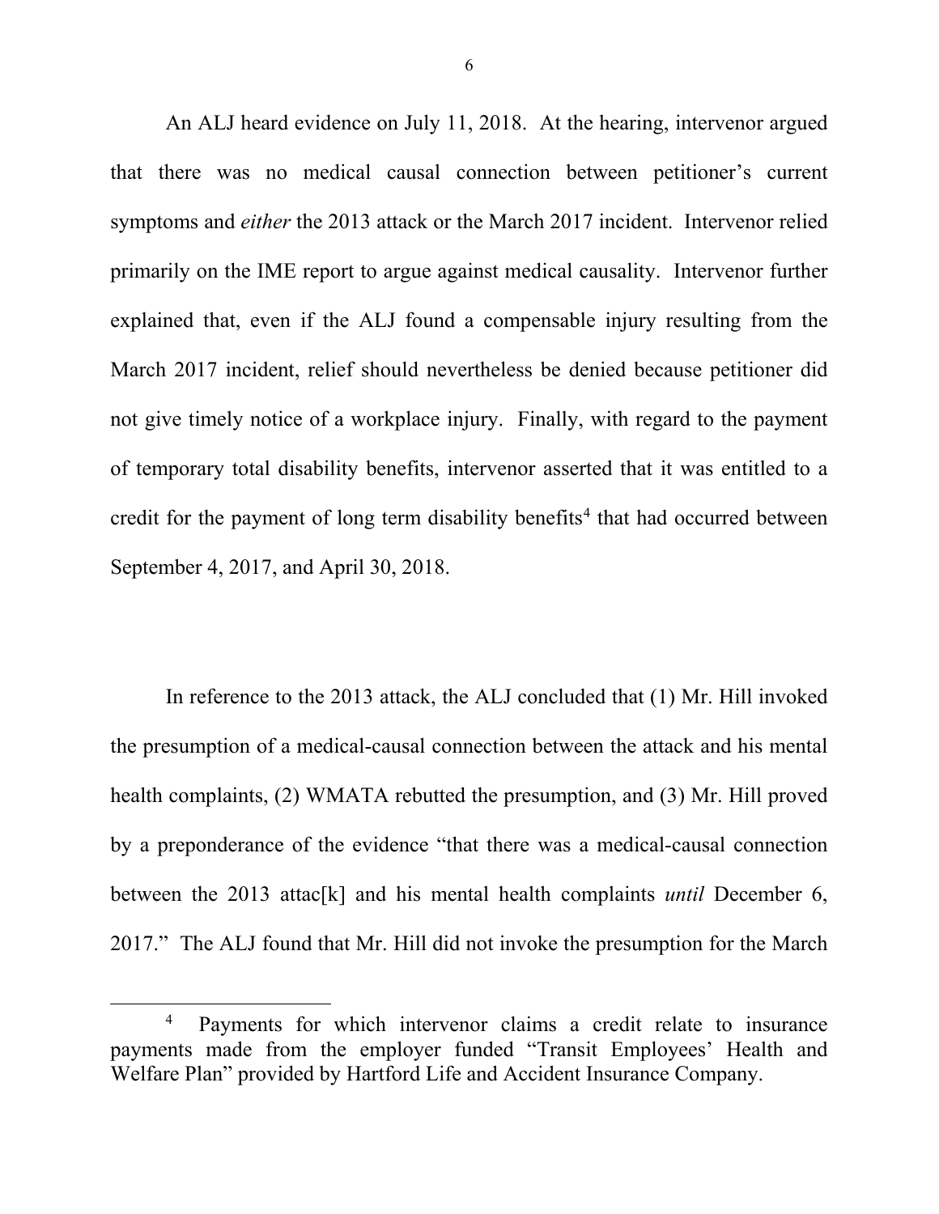An ALJ heard evidence on July 11, 2018. At the hearing, intervenor argued that there was no medical causal connection between petitioner's current symptoms and *either* the 2013 attack or the March 2017 incident. Intervenor relied primarily on the IME report to argue against medical causality. Intervenor further explained that, even if the ALJ found a compensable injury resulting from the March 2017 incident, relief should nevertheless be denied because petitioner did not give timely notice of a workplace injury. Finally, with regard to the payment of temporary total disability benefits, intervenor asserted that it was entitled to a credit for the payment of long term disability benefits[4] that had occurred between September 4, 2017, and April 30, 2018.

In reference to the 2013 attack, the ALJ concluded that (1) Mr. Hill invoked the presumption of a medical-causal connection between the attack and his mental health complaints, (2) WMATA rebutted the presumption, and (3) Mr. Hill proved by a preponderance of the evidence "that there was a medical-causal connection between the 2013 attac[k] and his mental health complaints *until* December 6, 2017." The ALJ found that Mr. Hill did not invoke the presumption for the March

[4] Payments for which intervenor claims a credit relate to insurance payments made from the employer funded "Transit Employees' Health and Welfare Plan" provided by Hartford Life and Accident Insurance Company.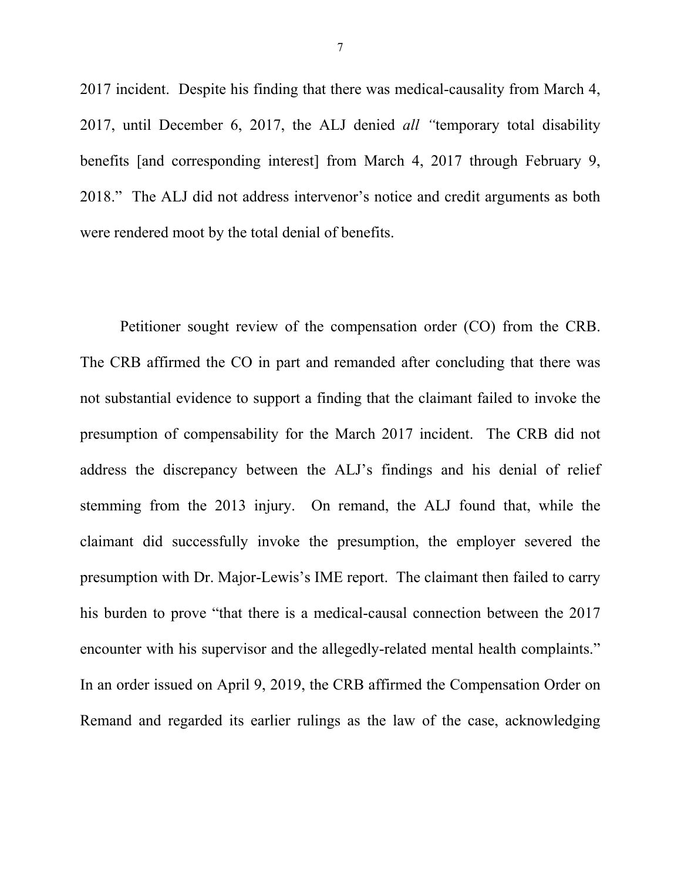2017 incident. Despite his finding that there was medical-causality from March 4, 2017, until December 6, 2017, the ALJ denied *all* "temporary total disability benefits [and corresponding interest] from March 4, 2017 through February 9, 2018." The ALJ did not address intervenor's notice and credit arguments as both were rendered moot by the total denial of benefits.

Petitioner sought review of the compensation order (CO) from the CRB. The CRB affirmed the CO in part and remanded after concluding that there was not substantial evidence to support a finding that the claimant failed to invoke the presumption of compensability for the March 2017 incident. The CRB did not address the discrepancy between the ALJ's findings and his denial of relief stemming from the 2013 injury. On remand, the ALJ found that, while the claimant did successfully invoke the presumption, the employer severed the presumption with Dr. Major-Lewis's IME report. The claimant then failed to carry his burden to prove "that there is a medical-causal connection between the 2017 encounter with his supervisor and the allegedly-related mental health complaints." In an order issued on April 9, 2019, the CRB affirmed the Compensation Order on Remand and regarded its earlier rulings as the law of the case, acknowledging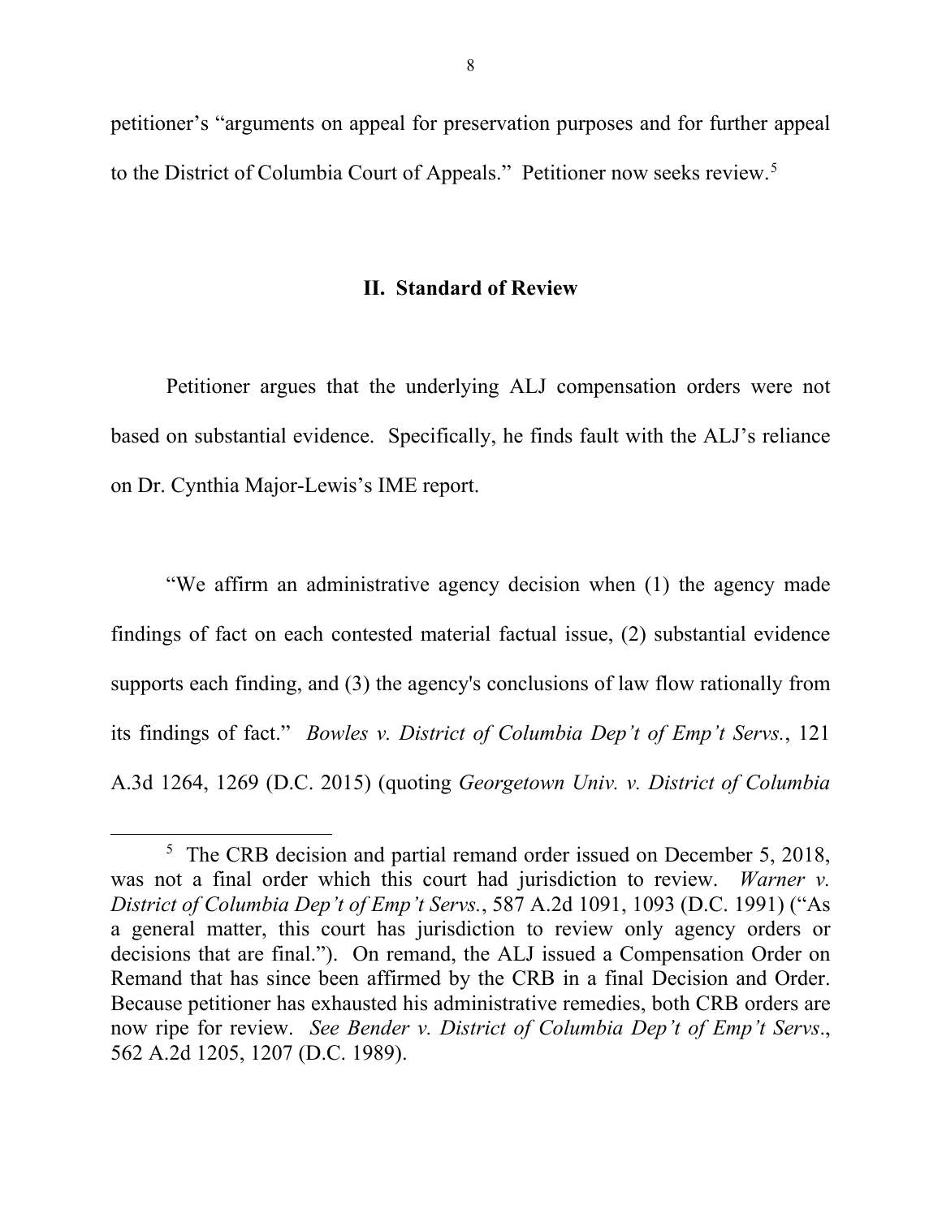petitioner's "arguments on appeal for preservation purposes and for further appeal to the District of Columbia Court of Appeals." Petitioner now seeks review.[5]

## II. Standard of Review

Petitioner argues that the underlying ALJ compensation orders were not based on substantial evidence. Specifically, he finds fault with the ALJ's reliance on Dr. Cynthia Major-Lewis's IME report.

"We affirm an administrative agency decision when (1) the agency made findings of fact on each contested material factual issue, (2) substantial evidence supports each finding, and (3) the agency's conclusions of law flow rationally from its findings of fact." *Bowles v. District of Columbia Dep't of Emp't Servs.*, 121 A.3d 1264, 1269 (D.C. 2015) (quoting *Georgetown Univ. v. District of Columbia*

---

[5] The CRB decision and partial remand order issued on December 5, 2018, was not a final order which this court had jurisdiction to review. *Warner v. District of Columbia Dep't of Emp't Servs.*, 587 A.2d 1091, 1093 (D.C. 1991) ("As a general matter, this court has jurisdiction to review only agency orders or decisions that are final."). On remand, the ALJ issued a Compensation Order on Remand that has since been affirmed by the CRB in a final Decision and Order. Because petitioner has exhausted his administrative remedies, both CRB orders are now ripe for review. *See Bender v. District of Columbia Dep't of Emp't Servs.*, 562 A.2d 1205, 1207 (D.C. 1989).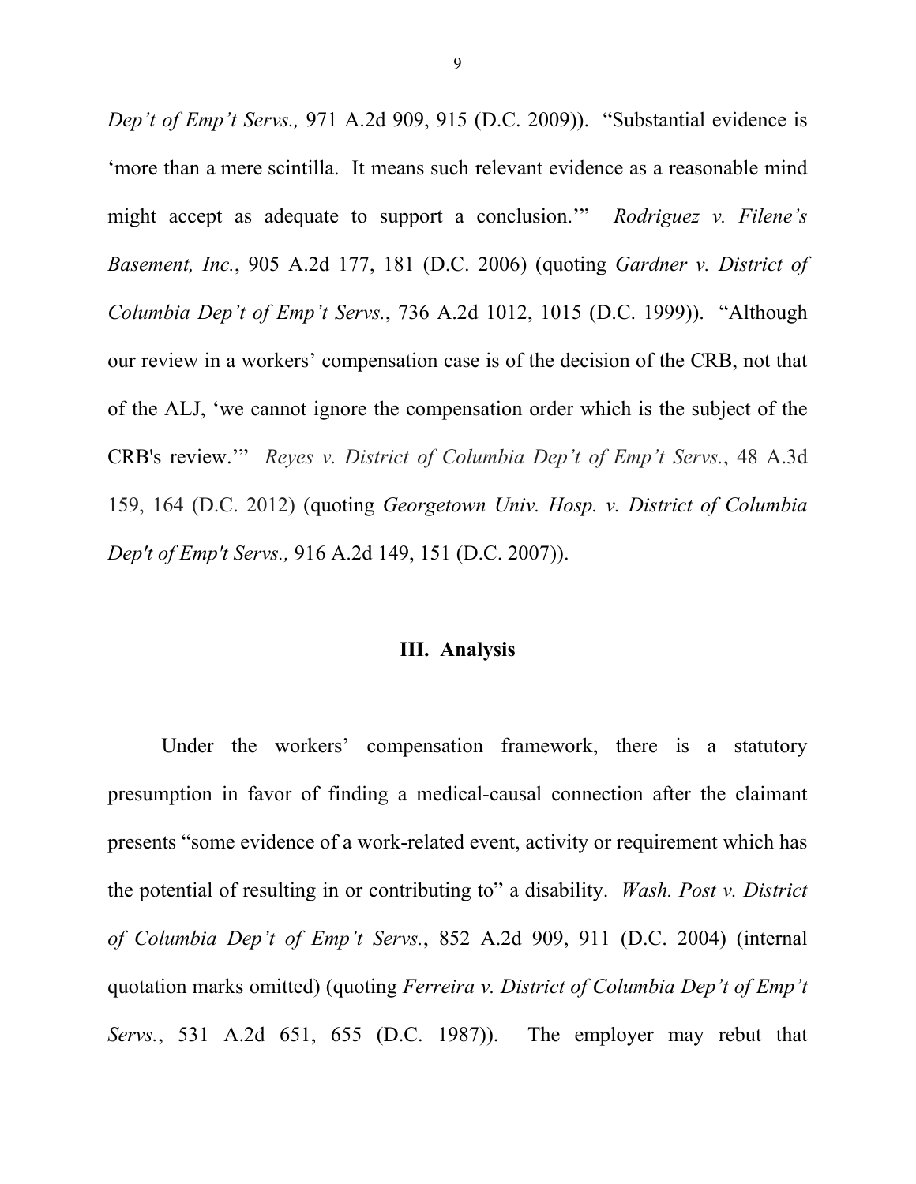*Dep't of Emp't Servs.,* 971 A.2d 909, 915 (D.C. 2009)). "Substantial evidence is 'more than a mere scintilla. It means such relevant evidence as a reasonable mind might accept as adequate to support a conclusion.'" *Rodriguez v. Filene's Basement, Inc.*, 905 A.2d 177, 181 (D.C. 2006) (quoting *Gardner v. District of Columbia Dep't of Emp't Servs.*, 736 A.2d 1012, 1015 (D.C. 1999)). "Although our review in a workers' compensation case is of the decision of the CRB, not that of the ALJ, 'we cannot ignore the compensation order which is the subject of the CRB's review.'" *Reyes v. District of Columbia Dep't of Emp't Servs.*, 48 A.3d 159, 164 (D.C. 2012) (quoting *Georgetown Univ. Hosp. v. District of Columbia Dep't of Emp't Servs.,* 916 A.2d 149, 151 (D.C. 2007)).

## III. Analysis

Under the workers' compensation framework, there is a statutory presumption in favor of finding a medical-causal connection after the claimant presents "some evidence of a work-related event, activity or requirement which has the potential of resulting in or contributing to" a disability. *Wash. Post v. District of Columbia Dep't of Emp't Servs.*, 852 A.2d 909, 911 (D.C. 2004) (internal quotation marks omitted) (quoting *Ferreira v. District of Columbia Dep't of Emp't Servs.*, 531 A.2d 651, 655 (D.C. 1987)). The employer may rebut that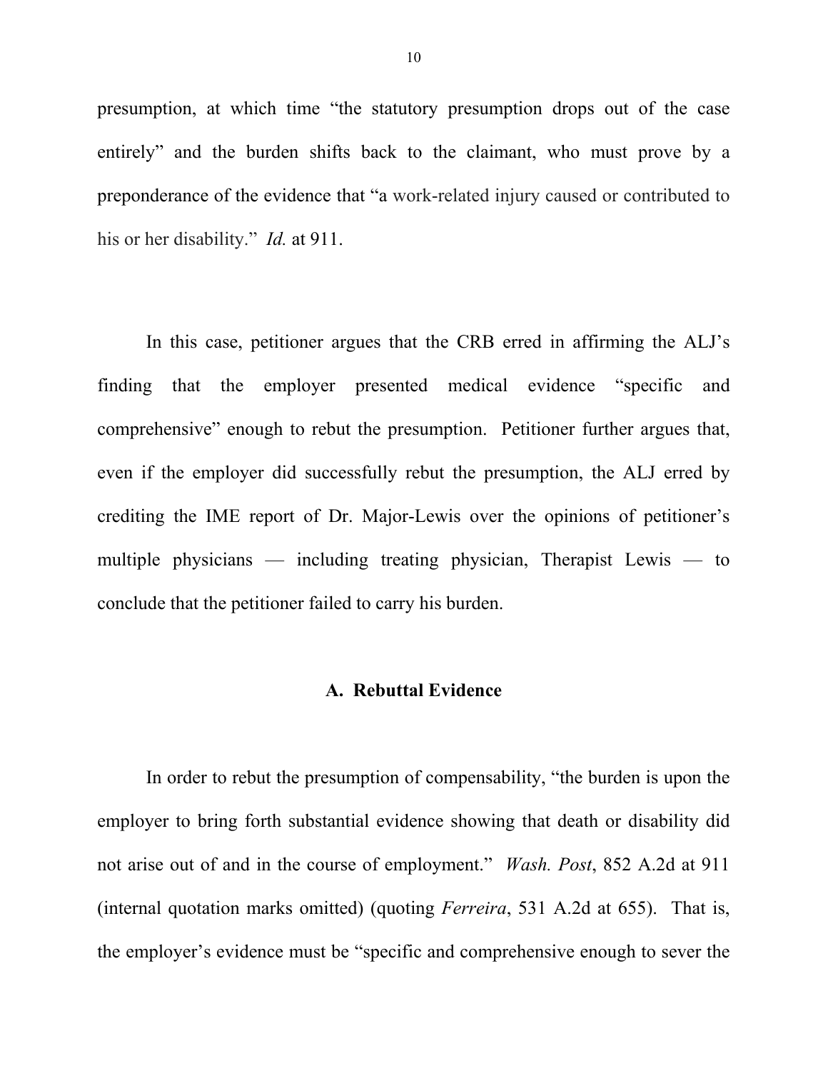presumption, at which time "the statutory presumption drops out of the case entirely" and the burden shifts back to the claimant, who must prove by a preponderance of the evidence that "a work-related injury caused or contributed to his or her disability." *Id.* at 911.

In this case, petitioner argues that the CRB erred in affirming the ALJ's finding that the employer presented medical evidence "specific and comprehensive" enough to rebut the presumption. Petitioner further argues that, even if the employer did successfully rebut the presumption, the ALJ erred by crediting the IME report of Dr. Major-Lewis over the opinions of petitioner's multiple physicians — including treating physician, Therapist Lewis — to conclude that the petitioner failed to carry his burden.

### A. Rebuttal Evidence

In order to rebut the presumption of compensability, "the burden is upon the employer to bring forth substantial evidence showing that death or disability did not arise out of and in the course of employment." *Wash. Post*, 852 A.2d at 911 (internal quotation marks omitted) (quoting *Ferreira*, 531 A.2d at 655). That is, the employer's evidence must be "specific and comprehensive enough to sever the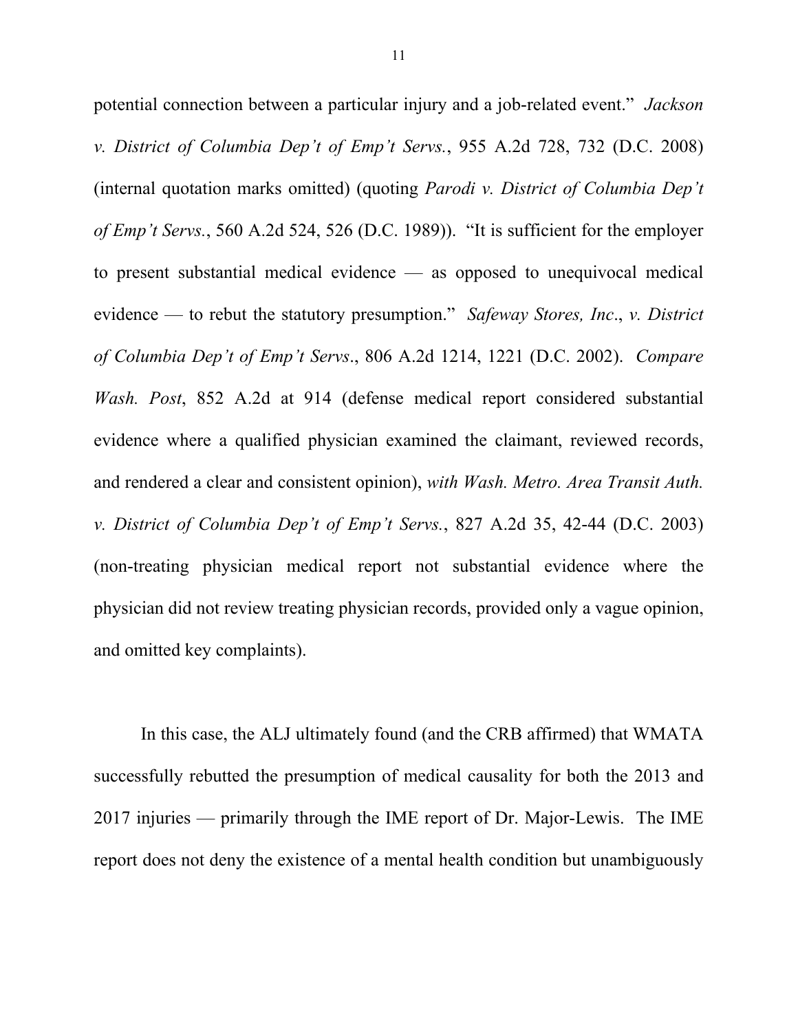potential connection between a particular injury and a job-related event." *Jackson v. District of Columbia Dep't of Emp't Servs.*, 955 A.2d 728, 732 (D.C. 2008) (internal quotation marks omitted) (quoting *Parodi v. District of Columbia Dep't of Emp't Servs.*, 560 A.2d 524, 526 (D.C. 1989)). "It is sufficient for the employer to present substantial medical evidence — as opposed to unequivocal medical evidence — to rebut the statutory presumption." *Safeway Stores, Inc*., *v. District of Columbia Dep't of Emp't Servs*., 806 A.2d 1214, 1221 (D.C. 2002). *Compare Wash. Post*, 852 A.2d at 914 (defense medical report considered substantial evidence where a qualified physician examined the claimant, reviewed records, and rendered a clear and consistent opinion), *with Wash. Metro. Area Transit Auth. v. District of Columbia Dep't of Emp't Servs.*, 827 A.2d 35, 42-44 (D.C. 2003) (non-treating physician medical report not substantial evidence where the physician did not review treating physician records, provided only a vague opinion, and omitted key complaints).

In this case, the ALJ ultimately found (and the CRB affirmed) that WMATA successfully rebutted the presumption of medical causality for both the 2013 and 2017 injuries — primarily through the IME report of Dr. Major-Lewis. The IME report does not deny the existence of a mental health condition but unambiguously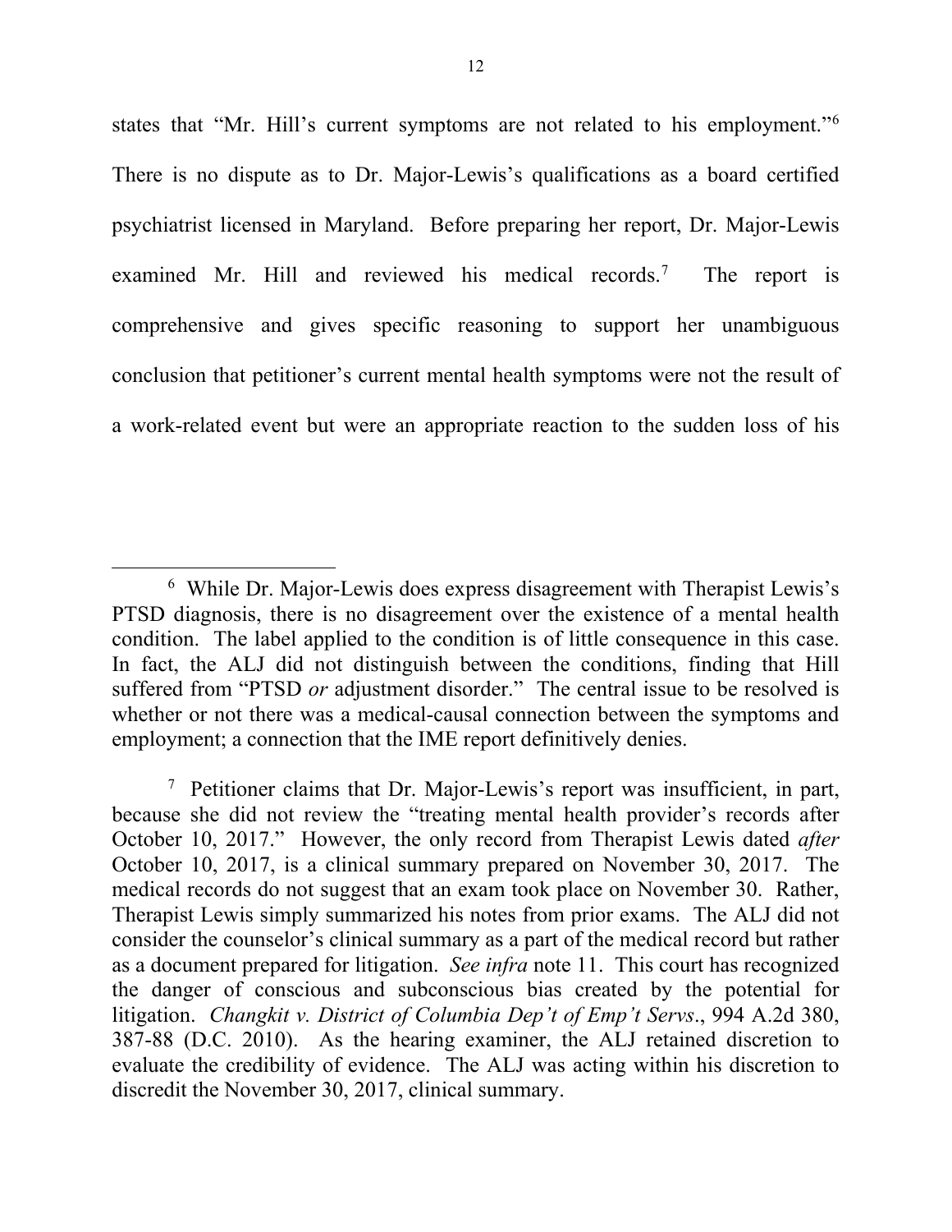states that "Mr. Hill's current symptoms are not related to his employment."[6] There is no dispute as to Dr. Major-Lewis's qualifications as a board certified psychiatrist licensed in Maryland. Before preparing her report, Dr. Major-Lewis examined Mr. Hill and reviewed his medical records.[7] The report is comprehensive and gives specific reasoning to support her unambiguous conclusion that petitioner's current mental health symptoms were not the result of a work-related event but were an appropriate reaction to the sudden loss of his

---

[6] While Dr. Major-Lewis does express disagreement with Therapist Lewis's PTSD diagnosis, there is no disagreement over the existence of a mental health condition. The label applied to the condition is of little consequence in this case. In fact, the ALJ did not distinguish between the conditions, finding that Hill suffered from "PTSD *or* adjustment disorder." The central issue to be resolved is whether or not there was a medical-causal connection between the symptoms and employment; a connection that the IME report definitively denies.

[7] Petitioner claims that Dr. Major-Lewis's report was insufficient, in part, because she did not review the "treating mental health provider's records after October 10, 2017." However, the only record from Therapist Lewis dated *after* October 10, 2017, is a clinical summary prepared on November 30, 2017. The medical records do not suggest that an exam took place on November 30. Rather, Therapist Lewis simply summarized his notes from prior exams. The ALJ did not consider the counselor's clinical summary as a part of the medical record but rather as a document prepared for litigation. *See infra* note 11. This court has recognized the danger of conscious and subconscious bias created by the potential for litigation. *Changkit v. District of Columbia Dep't of Emp't Servs*., 994 A.2d 380, 387-88 (D.C. 2010). As the hearing examiner, the ALJ retained discretion to evaluate the credibility of evidence. The ALJ was acting within his discretion to discredit the November 30, 2017, clinical summary.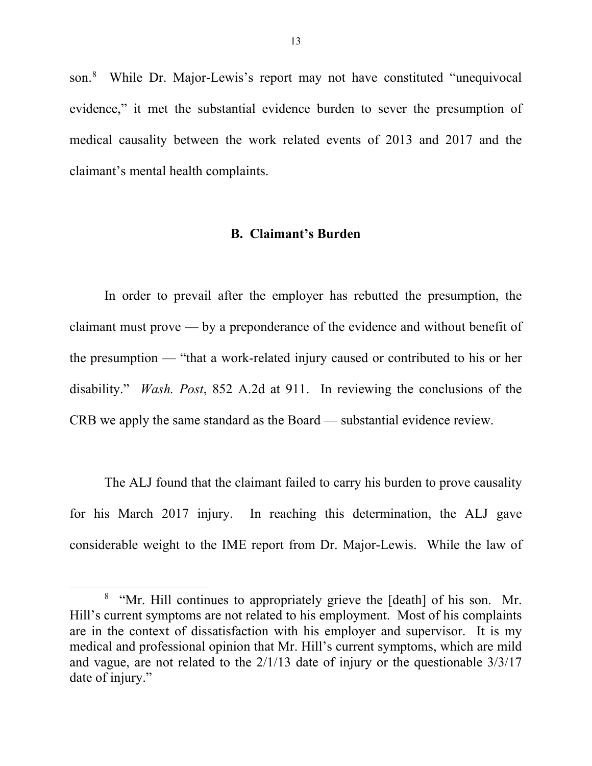son.[8] While Dr. Major-Lewis's report may not have constituted "unequivocal evidence," it met the substantial evidence burden to sever the presumption of medical causality between the work related events of 2013 and 2017 and the claimant's mental health complaints.

### B. Claimant's Burden

In order to prevail after the employer has rebutted the presumption, the claimant must prove — by a preponderance of the evidence and without benefit of the presumption — "that a work-related injury caused or contributed to his or her disability." *Wash. Post*, 852 A.2d at 911. In reviewing the conclusions of the CRB we apply the same standard as the Board — substantial evidence review.

The ALJ found that the claimant failed to carry his burden to prove causality for his March 2017 injury. In reaching this determination, the ALJ gave considerable weight to the IME report from Dr. Major-Lewis. While the law of

---

[8] "Mr. Hill continues to appropriately grieve the [death] of his son. Mr. Hill's current symptoms are not related to his employment. Most of his complaints are in the context of dissatisfaction with his employer and supervisor. It is my medical and professional opinion that Mr. Hill's current symptoms, which are mild and vague, are not related to the 2/1/13 date of injury or the questionable 3/3/17 date of injury."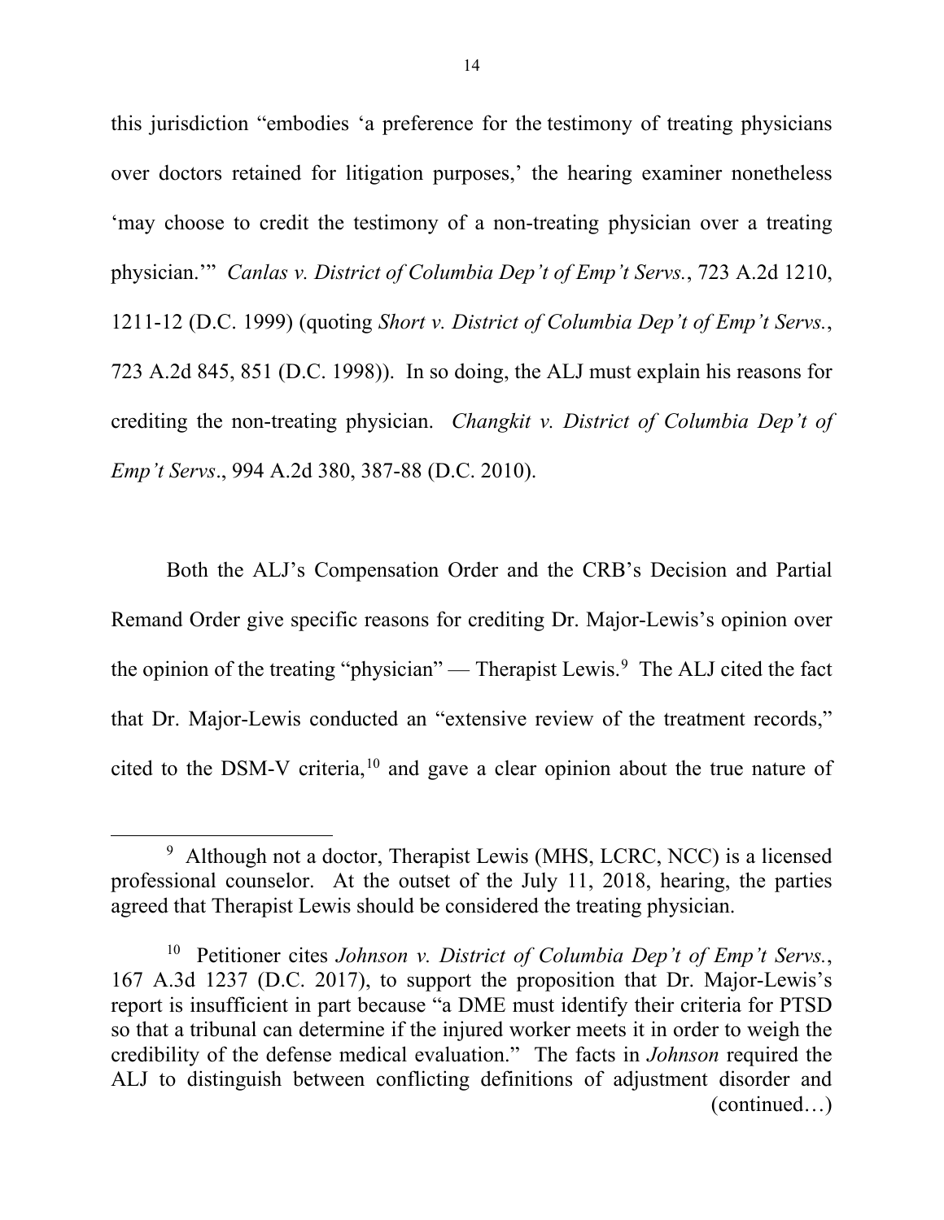this jurisdiction "embodies 'a preference for the testimony of treating physicians over doctors retained for litigation purposes,' the hearing examiner nonetheless 'may choose to credit the testimony of a non-treating physician over a treating physician.'" *Canlas v. District of Columbia Dep't of Emp't Servs.*, 723 A.2d 1210, 1211-12 (D.C. 1999) (quoting *Short v. District of Columbia Dep't of Emp't Servs.*, 723 A.2d 845, 851 (D.C. 1998)). In so doing, the ALJ must explain his reasons for crediting the non-treating physician. *Changkit v. District of Columbia Dep't of Emp't Servs*., 994 A.2d 380, 387-88 (D.C. 2010).

Both the ALJ's Compensation Order and the CRB's Decision and Partial Remand Order give specific reasons for crediting Dr. Major-Lewis's opinion over the opinion of the treating "physician" — Therapist Lewis.[9] The ALJ cited the fact that Dr. Major-Lewis conducted an "extensive review of the treatment records," cited to the DSM-V criteria,[10] and gave a clear opinion about the true nature of

---

[9] Although not a doctor, Therapist Lewis (MHS, LCRC, NCC) is a licensed professional counselor. At the outset of the July 11, 2018, hearing, the parties agreed that Therapist Lewis should be considered the treating physician.

[10] Petitioner cites *Johnson v. District of Columbia Dep't of Emp't Servs.*, 167 A.3d 1237 (D.C. 2017), to support the proposition that Dr. Major-Lewis's report is insufficient in part because "a DME must identify their criteria for PTSD so that a tribunal can determine if the injured worker meets it in order to weigh the credibility of the defense medical evaluation." The facts in *Johnson* required the ALJ to distinguish between conflicting definitions of adjustment disorder and (continued…)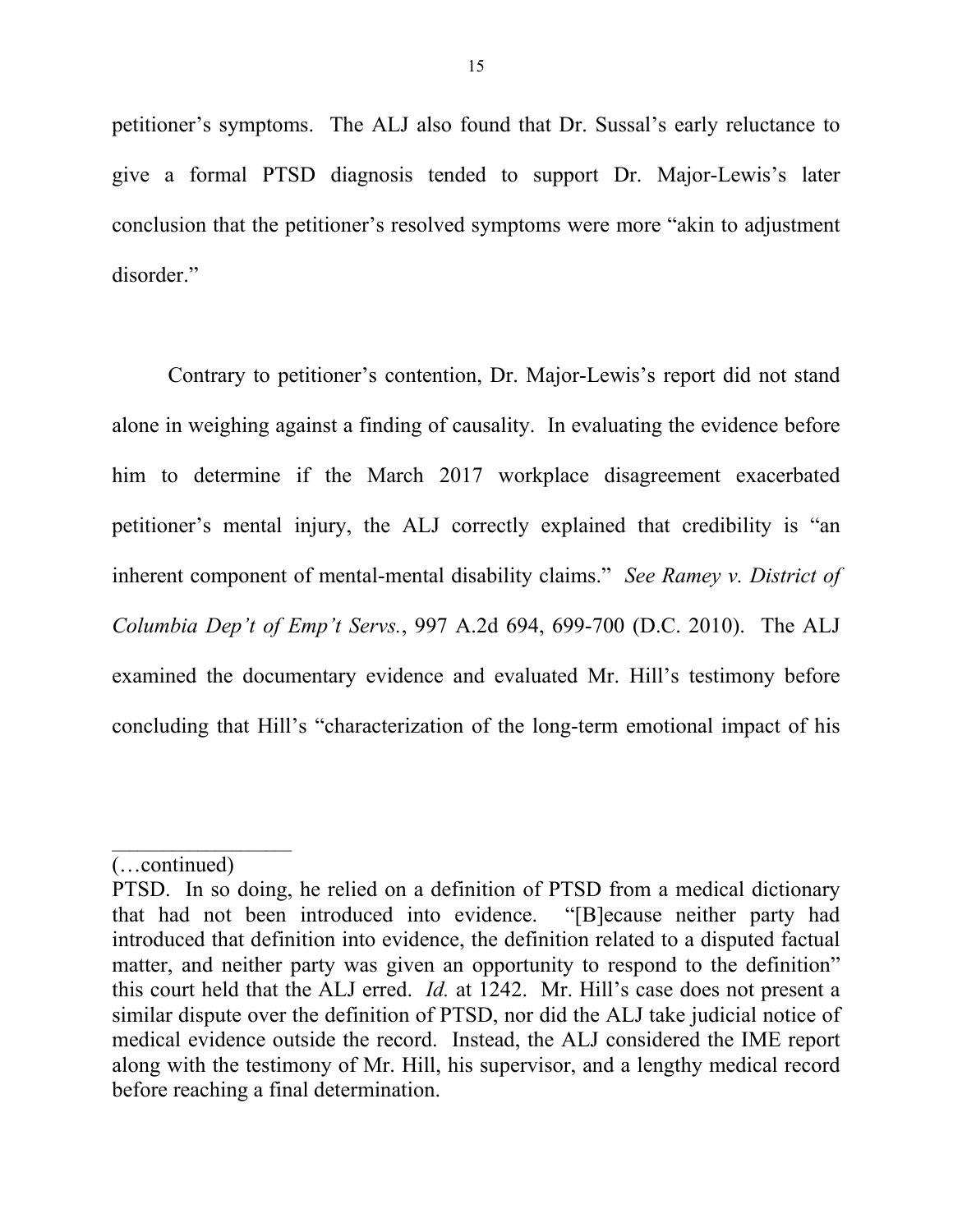petitioner's symptoms. The ALJ also found that Dr. Sussal's early reluctance to give a formal PTSD diagnosis tended to support Dr. Major-Lewis's later conclusion that the petitioner's resolved symptoms were more "akin to adjustment disorder."

Contrary to petitioner's contention, Dr. Major-Lewis's report did not stand alone in weighing against a finding of causality. In evaluating the evidence before him to determine if the March 2017 workplace disagreement exacerbated petitioner's mental injury, the ALJ correctly explained that credibility is "an inherent component of mental-mental disability claims." *See Ramey v. District of Columbia Dep't of Emp't Servs.*, 997 A.2d 694, 699-700 (D.C. 2010). The ALJ examined the documentary evidence and evaluated Mr. Hill's testimony before concluding that Hill's "characterization of the long-term emotional impact of his

---

(…continued)

PTSD. In so doing, he relied on a definition of PTSD from a medical dictionary that had not been introduced into evidence. "[B]ecause neither party had introduced that definition into evidence, the definition related to a disputed factual matter, and neither party was given an opportunity to respond to the definition" this court held that the ALJ erred. *Id.* at 1242. Mr. Hill's case does not present a similar dispute over the definition of PTSD, nor did the ALJ take judicial notice of medical evidence outside the record. Instead, the ALJ considered the IME report along with the testimony of Mr. Hill, his supervisor, and a lengthy medical record before reaching a final determination.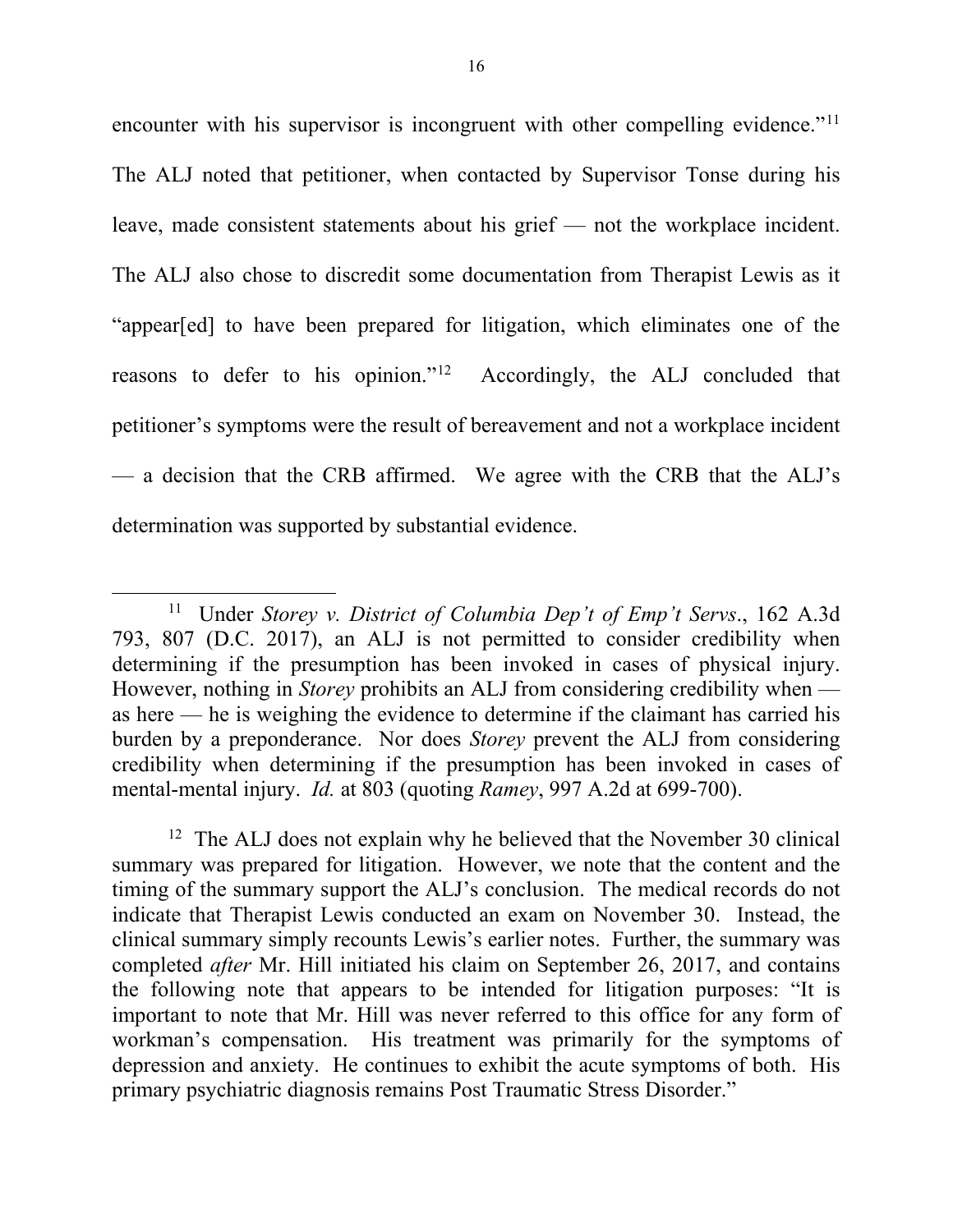encounter with his supervisor is incongruent with other compelling evidence."[11] The ALJ noted that petitioner, when contacted by Supervisor Tonse during his leave, made consistent statements about his grief — not the workplace incident. The ALJ also chose to discredit some documentation from Therapist Lewis as it "appear[ed] to have been prepared for litigation, which eliminates one of the reasons to defer to his opinion."[12] Accordingly, the ALJ concluded that petitioner's symptoms were the result of bereavement and not a workplace incident — a decision that the CRB affirmed. We agree with the CRB that the ALJ's determination was supported by substantial evidence.

---

[11] Under *Storey v. District of Columbia Dep't of Emp't Servs*., 162 A.3d 793, 807 (D.C. 2017), an ALJ is not permitted to consider credibility when determining if the presumption has been invoked in cases of physical injury. However, nothing in *Storey* prohibits an ALJ from considering credibility when — as here — he is weighing the evidence to determine if the claimant has carried his burden by a preponderance. Nor does *Storey* prevent the ALJ from considering credibility when determining if the presumption has been invoked in cases of mental-mental injury. *Id.* at 803 (quoting *Ramey*, 997 A.2d at 699-700).

[12] The ALJ does not explain why he believed that the November 30 clinical summary was prepared for litigation. However, we note that the content and the timing of the summary support the ALJ's conclusion. The medical records do not indicate that Therapist Lewis conducted an exam on November 30. Instead, the clinical summary simply recounts Lewis's earlier notes. Further, the summary was completed *after* Mr. Hill initiated his claim on September 26, 2017, and contains the following note that appears to be intended for litigation purposes: "It is important to note that Mr. Hill was never referred to this office for any form of workman's compensation. His treatment was primarily for the symptoms of depression and anxiety. He continues to exhibit the acute symptoms of both. His primary psychiatric diagnosis remains Post Traumatic Stress Disorder."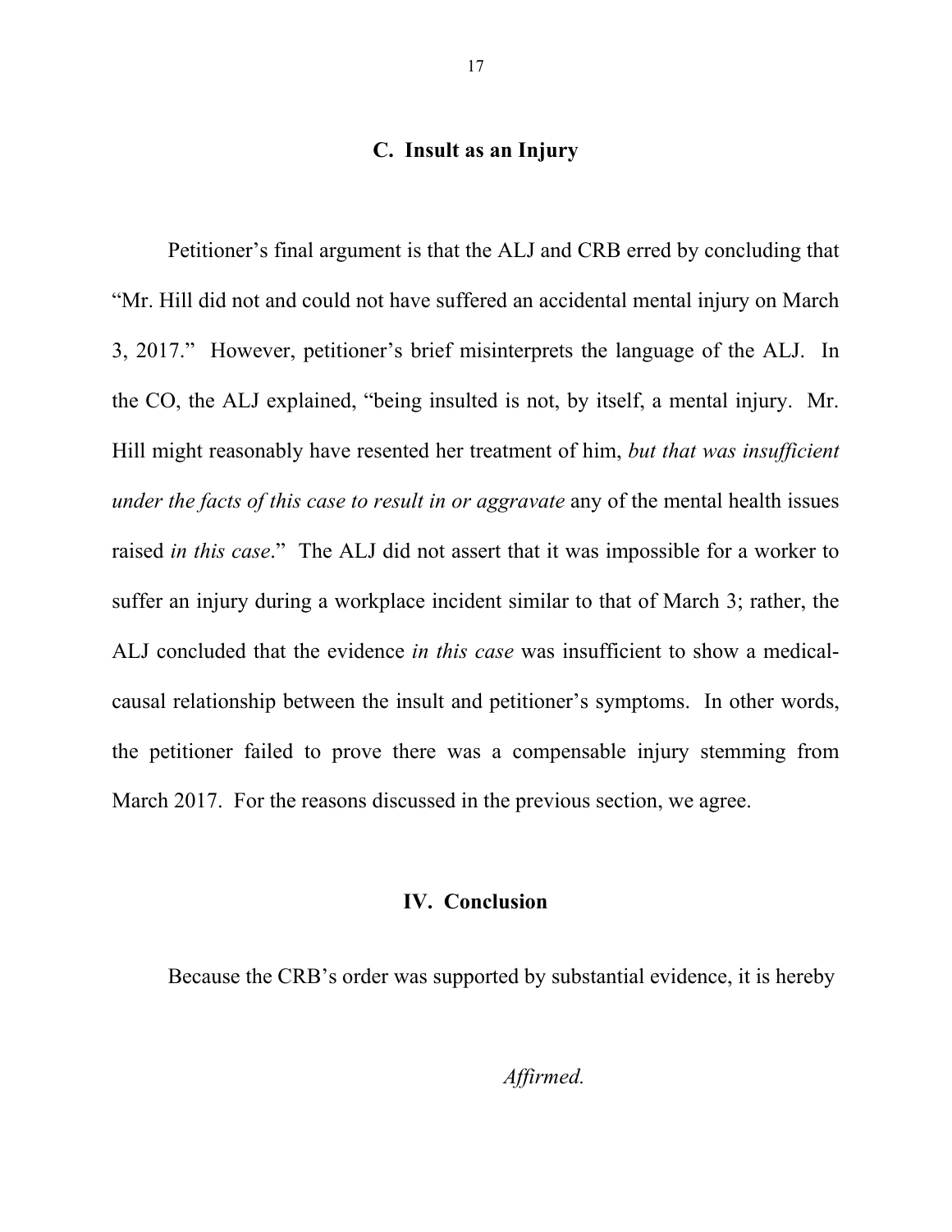### C. Insult as an Injury

Petitioner's final argument is that the ALJ and CRB erred by concluding that "Mr. Hill did not and could not have suffered an accidental mental injury on March 3, 2017." However, petitioner's brief misinterprets the language of the ALJ. In the CO, the ALJ explained, "being insulted is not, by itself, a mental injury. Mr. Hill might reasonably have resented her treatment of him, *but that was insufficient under the facts of this case to result in or aggravate* any of the mental health issues raised *in this case*." The ALJ did not assert that it was impossible for a worker to suffer an injury during a workplace incident similar to that of March 3; rather, the ALJ concluded that the evidence *in this case* was insufficient to show a medical-causal relationship between the insult and petitioner's symptoms. In other words, the petitioner failed to prove there was a compensable injury stemming from March 2017. For the reasons discussed in the previous section, we agree.

## IV. Conclusion

Because the CRB's order was supported by substantial evidence, it is hereby

*Affirmed.*